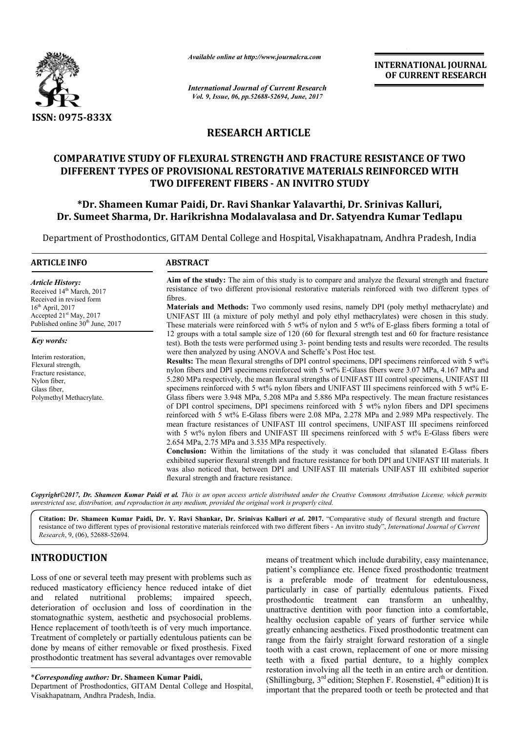*Available online at http://www.journalcra.com*

*International Journal of Current Research*
*Vol. 9, Issue, 06, pp.52688-52694, June, 2017*

**INTERNATIONAL JOURNAL OF CURRENT RESEARCH**

ISSN: 0975-833X

## RESEARCH ARTICLE

# COMPARATIVE STUDY OF FLEXURAL STRENGTH AND FRACTURE RESISTANCE OF TWO DIFFERENT TYPES OF PROVISIONAL RESTORATIVE MATERIALS REINFORCED WITH TWO DIFFERENT FIBERS - AN INVITRO STUDY

**\*Dr. Shameen Kumar Paidi, Dr. Ravi Shankar Yalavarthi, Dr. Srinivas Kalluri, Dr. Sumeet Sharma, Dr. Harikrishna Modalavalasa and Dr. Satyendra Kumar Tedlapu**

Department of Prosthodontics, GITAM Dental College and Hospital, Visakhapatnam, Andhra Pradesh, India

### ARTICLE INFO

*Article History:*
Received 14th March, 2017
Received in revised form
16th April, 2017
Accepted 21st May, 2017
Published online 30th June, 2017

*Key words:*

Interim restoration,
Flexural strength,
Fracture resistance,
Nylon fiber,
Glass fiber,
Polymethyl Methacrylate.

### ABSTRACT

**Aim of the study:** The aim of this study is to compare and analyze the flexural strength and fracture resistance of two different provisional restorative materials reinforced with two different types of fibres.

**Materials and Methods:** Two commonly used resins, namely DPI (poly methyl methacrylate) and UNIFAST III (a mixture of poly methyl and poly ethyl methacrylates) were chosen in this study. These materials were reinforced with 5 wt% of nylon and 5 wt% of E-glass fibers forming a total of 12 groups with a total sample size of 120 (60 for flexural strength test and 60 for fracture resistance test). Both the tests were performed using 3- point bending tests and results were recorded. The results were then analyzed by using ANOVA and Scheffe's Post Hoc test.

**Results:** The mean flexural strengths of DPI control specimens, DPI specimens reinforced with 5 wt% nylon fibers and DPI specimens reinforced with 5 wt% E-Glass fibers were 3.07 MPa, 4.167 MPa and 5.280 MPa respectively, the mean flexural strengths of UNIFAST III control specimens, UNIFAST III specimens reinforced with 5 wt% nylon fibers and UNIFAST III specimens reinforced with 5 wt% E-Glass fibers were 3.948 MPa, 5.208 MPa and 5.886 MPa respectively. The mean fracture resistances of DPI control specimens, DPI specimens reinforced with 5 wt% nylon fibers and DPI specimens reinforced with 5 wt% E-Glass fibers were 2.08 MPa, 2.278 MPa and 2.989 MPa respectively. The mean fracture resistances of UNIFAST III control specimens, UNIFAST III specimens reinforced with 5 wt% nylon fibers and UNIFAST III specimens reinforced with 5 wt% E-Glass fibers were 2.654 MPa, 2.75 MPa and 3.535 MPa respectively.

**Conclusion:** Within the limitations of the study it was concluded that silanated E-Glass fibers exhibited superior flexural strength and fracture resistance for both DPI and UNIFAST III materials. It was also noticed that, between DPI and UNIFAST III materials UNIFAST III exhibited superior flexural strength and fracture resistance.

*Copyright©2017, Dr. Shameen Kumar Paidi et al. This is an open access article distributed under the Creative Commons Attribution License, which permits unrestricted use, distribution, and reproduction in any medium, provided the original work is properly cited.*

**Citation: Dr. Shameen Kumar Paidi, Dr. Y. Ravi Shankar, Dr. Srinivas Kalluri *et al*. 2017.** "Comparative study of flexural strength and fracture resistance of two different types of provisional restorative materials reinforced with two different fibers - An invitro study", *International Journal of Current Research*, 9, (06), 52688-52694.

## INTRODUCTION

Loss of one or several teeth may present with problems such as reduced masticatory efficiency hence reduced intake of diet and related nutritional problems; impaired speech, deterioration of occlusion and loss of coordination in the stomatognathic system, aesthetic and psychosocial problems. Hence replacement of tooth/teeth is of very much importance. Treatment of completely or partially edentulous patients can be done by means of either removable or fixed prosthesis. Fixed prosthodontic treatment has several advantages over removable means of treatment which include durability, easy maintenance, patient's compliance etc. Hence fixed prosthodontic treatment is a preferable mode of treatment for edentulousness, particularly in case of partially edentulous patients. Fixed prosthodontic treatment can transform an unhealthy, unattractive dentition with poor function into a comfortable, healthy occlusion capable of years of further service while greatly enhancing aesthetics. Fixed prosthodontic treatment can range from the fairly straight forward restoration of a single tooth with a cast crown, replacement of one or more missing teeth with a fixed partial denture, to a highly complex restoration involving all the teeth in an entire arch or dentition. (Shillingburg, 3rd edition; Stephen F. Rosenstiel, 4th edition) It is important that the prepared tooth or teeth be protected and that

\****Corresponding author:*** **Dr. Shameen Kumar Paidi,**
Department of Prosthodontics, GITAM Dental College and Hospital, Visakhapatnam, Andhra Pradesh, India.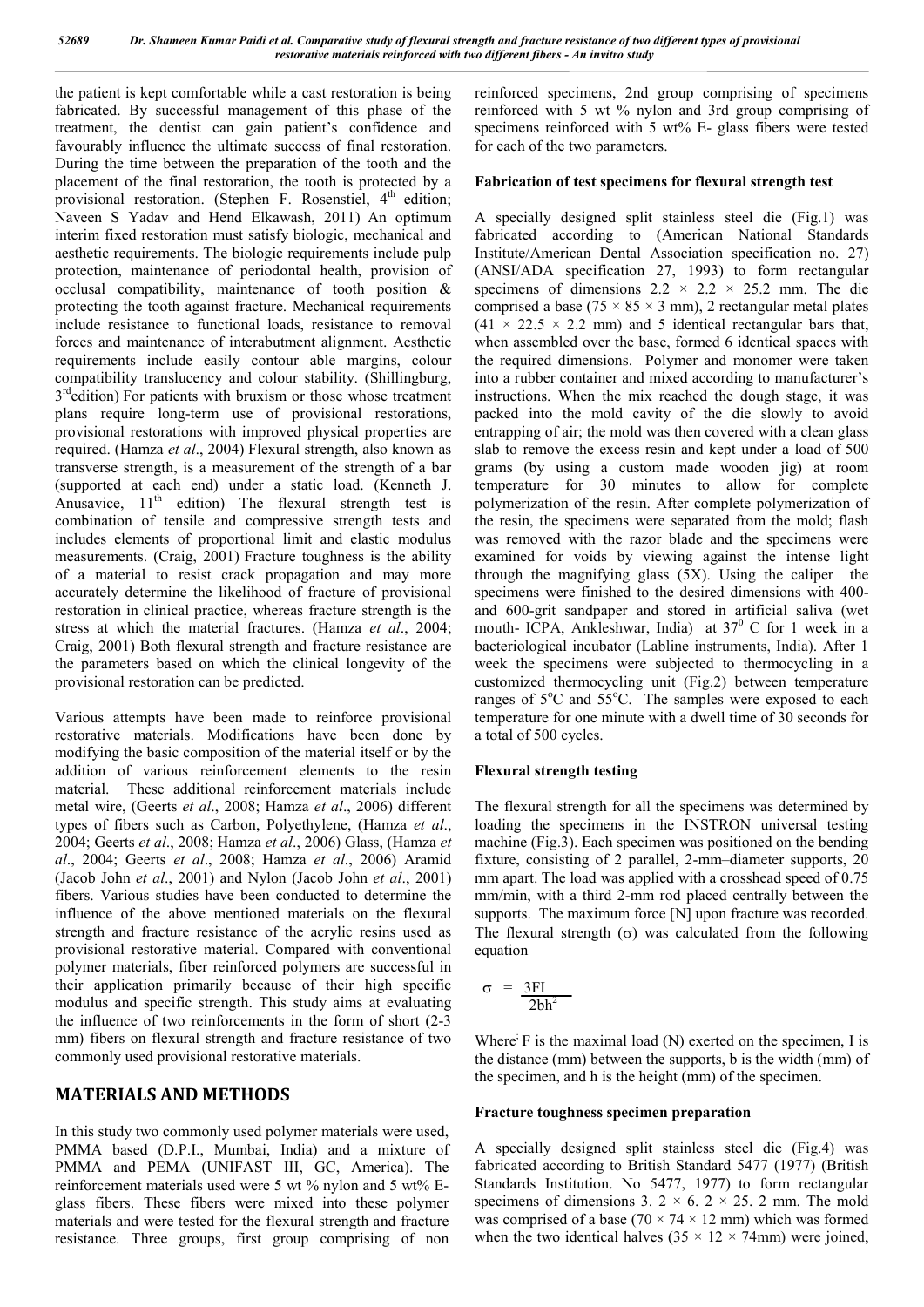the patient is kept comfortable while a cast restoration is being fabricated. By successful management of this phase of the treatment, the dentist can gain patient's confidence and favourably influence the ultimate success of final restoration. During the time between the preparation of the tooth and the placement of the final restoration, the tooth is protected by a provisional restoration. (Stephen F. Rosenstiel, 4th edition; Naveen S Yadav and Hend Elkawash, 2011) An optimum interim fixed restoration must satisfy biologic, mechanical and aesthetic requirements. The biologic requirements include pulp protection, maintenance of periodontal health, provision of occlusal compatibility, maintenance of tooth position & protecting the tooth against fracture. Mechanical requirements include resistance to functional loads, resistance to removal forces and maintenance of interabutment alignment. Aesthetic requirements include easily contour able margins, colour compatibility translucency and colour stability. (Shillingburg, 3rd edition) For patients with bruxism or those whose treatment plans require long-term use of provisional restorations, provisional restorations with improved physical properties are required. (Hamza *et al*., 2004) Flexural strength, also known as transverse strength, is a measurement of the strength of a bar (supported at each end) under a static load. (Kenneth J. Anusavice, 11th edition) The flexural strength test is combination of tensile and compressive strength tests and includes elements of proportional limit and elastic modulus measurements. (Craig, 2001) Fracture toughness is the ability of a material to resist crack propagation and may more accurately determine the likelihood of fracture of provisional restoration in clinical practice, whereas fracture strength is the stress at which the material fractures. (Hamza *et al*., 2004; Craig, 2001) Both flexural strength and fracture resistance are the parameters based on which the clinical longevity of the provisional restoration can be predicted.

Various attempts have been made to reinforce provisional restorative materials. Modifications have been done by modifying the basic composition of the material itself or by the addition of various reinforcement elements to the resin material. These additional reinforcement materials include metal wire, (Geerts *et al*., 2008; Hamza *et al*., 2006) different types of fibers such as Carbon, Polyethylene, (Hamza *et al*., 2004; Geerts *et al*., 2008; Hamza *et al*., 2006) Glass, (Hamza *et al*., 2004; Geerts *et al*., 2008; Hamza *et al*., 2006) Aramid (Jacob John *et al*., 2001) and Nylon (Jacob John *et al*., 2001) fibers. Various studies have been conducted to determine the influence of the above mentioned materials on the flexural strength and fracture resistance of the acrylic resins used as provisional restorative material. Compared with conventional polymer materials, fiber reinforced polymers are successful in their application primarily because of their high specific modulus and specific strength. This study aims at evaluating the influence of two reinforcements in the form of short (2-3 mm) fibers on flexural strength and fracture resistance of two commonly used provisional restorative materials.

## MATERIALS AND METHODS

In this study two commonly used polymer materials were used, PMMA based (D.P.I., Mumbai, India) and a mixture of PMMA and PEMA (UNIFAST III, GC, America). The reinforcement materials used were 5 wt % nylon and 5 wt% E-glass fibers. These fibers were mixed into these polymer materials and were tested for the flexural strength and fracture resistance. Three groups, first group comprising of non reinforced specimens, 2nd group comprising of specimens reinforced with 5 wt % nylon and 3rd group comprising of specimens reinforced with 5 wt% E- glass fibers were tested for each of the two parameters.

### Fabrication of test specimens for flexural strength test

A specially designed split stainless steel die (Fig.1) was fabricated according to (American National Standards Institute/American Dental Association specification no. 27) (ANSI/ADA specification 27, 1993) to form rectangular specimens of dimensions 2.2 × 2.2 × 25.2 mm. The die comprised a base (75 × 85 × 3 mm), 2 rectangular metal plates (41 × 22.5 × 2.2 mm) and 5 identical rectangular bars that, when assembled over the base, formed 6 identical spaces with the required dimensions. Polymer and monomer were taken into a rubber container and mixed according to manufacturer's instructions. When the mix reached the dough stage, it was packed into the mold cavity of the die slowly to avoid entrapping of air; the mold was then covered with a clean glass slab to remove the excess resin and kept under a load of 500 grams (by using a custom made wooden jig) at room temperature for 30 minutes to allow for complete polymerization of the resin. After complete polymerization of the resin, the specimens were separated from the mold; flash was removed with the razor blade and the specimens were examined for voids by viewing against the intense light through the magnifying glass (5X). Using the caliper the specimens were finished to the desired dimensions with 400- and 600-grit sandpaper and stored in artificial saliva (wet mouth- ICPA, Ankleshwar, India) at 37° C for 1 week in a bacteriological incubator (Labline instruments, India). After 1 week the specimens were subjected to thermocycling in a customized thermocycling unit (Fig.2) between temperature ranges of 5°C and 55°C. The samples were exposed to each temperature for one minute with a dwell time of 30 seconds for a total of 500 cycles.

### Flexural strength testing

The flexural strength for all the specimens was determined by loading the specimens in the INSTRON universal testing machine (Fig.3). Each specimen was positioned on the bending fixture, consisting of 2 parallel, 2-mm–diameter supports, 20 mm apart. The load was applied with a crosshead speed of 0.75 mm/min, with a third 2-mm rod placed centrally between the supports. The maximum force [N] upon fracture was recorded. The flexural strength (σ) was calculated from the following equation

$$\sigma = \frac{3FI}{2bh^2}$$

Where F is the maximal load (N) exerted on the specimen, I is the distance (mm) between the supports, b is the width (mm) of the specimen, and h is the height (mm) of the specimen.

### Fracture toughness specimen preparation

A specially designed split stainless steel die (Fig.4) was fabricated according to British Standard 5477 (1977) (British Standards Institution. No 5477, 1977) to form rectangular specimens of dimensions 3. 2 × 6. 2 × 25. 2 mm. The mold was comprised of a base (70 × 74 × 12 mm) which was formed when the two identical halves (35 × 12 × 74mm) were joined,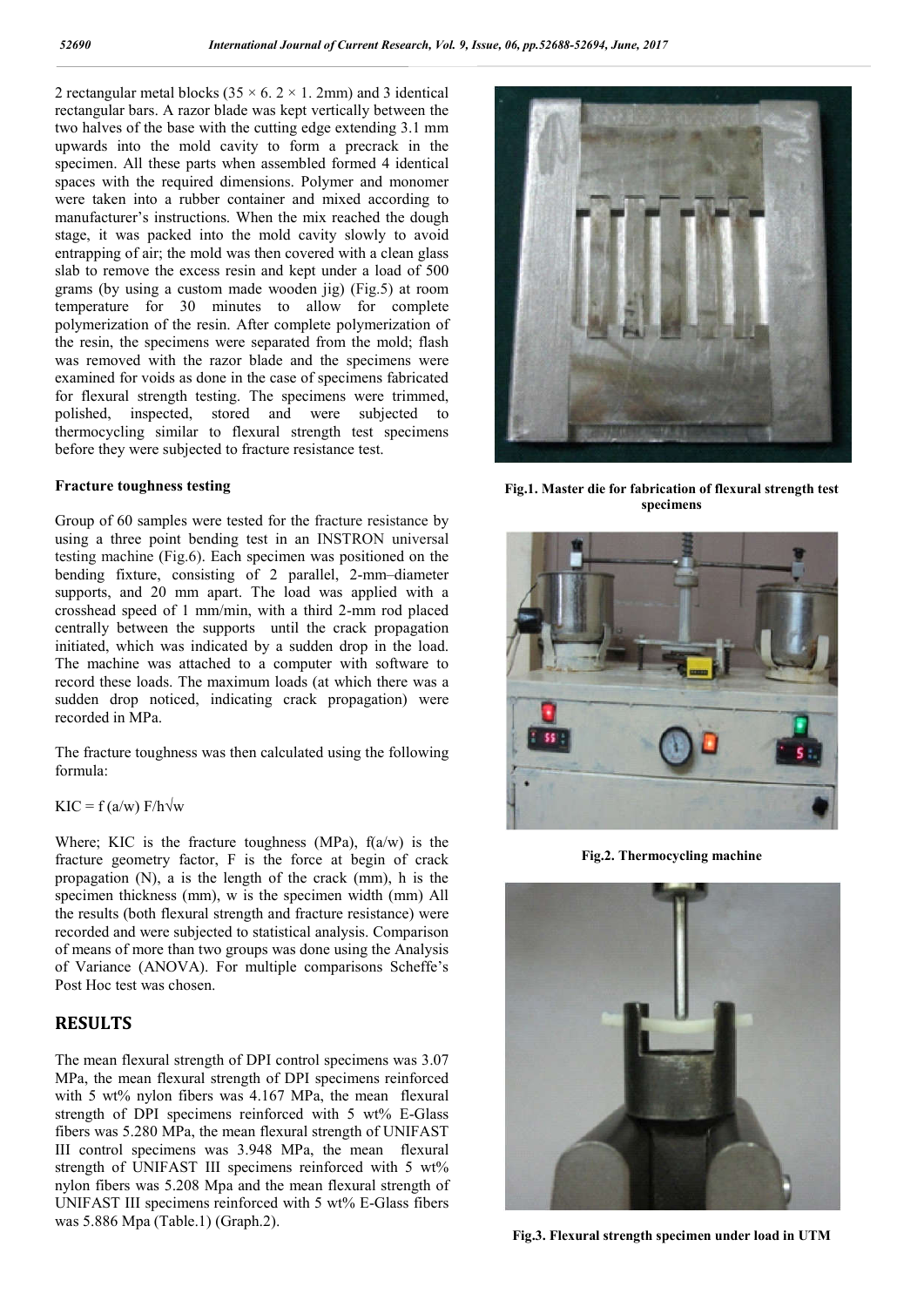2 rectangular metal blocks (35 × 6. 2 × 1. 2mm) and 3 identical rectangular bars. A razor blade was kept vertically between the two halves of the base with the cutting edge extending 3.1 mm upwards into the mold cavity to form a precrack in the specimen. All these parts when assembled formed 4 identical spaces with the required dimensions. Polymer and monomer were taken into a rubber container and mixed according to manufacturer's instructions. When the mix reached the dough stage, it was packed into the mold cavity slowly to avoid entrapping of air; the mold was then covered with a clean glass slab to remove the excess resin and kept under a load of 500 grams (by using a custom made wooden jig) (Fig.5) at room temperature for 30 minutes to allow for complete polymerization of the resin. After complete polymerization of the resin, the specimens were separated from the mold; flash was removed with the razor blade and the specimens were examined for voids as done in the case of specimens fabricated for flexural strength testing. The specimens were trimmed, polished, inspected, stored and were subjected to thermocycling similar to flexural strength test specimens before they were subjected to fracture resistance test.

### Fracture toughness testing

Group of 60 samples were tested for the fracture resistance by using a three point bending test in an INSTRON universal testing machine (Fig.6). Each specimen was positioned on the bending fixture, consisting of 2 parallel, 2-mm–diameter supports, and 20 mm apart. The load was applied with a crosshead speed of 1 mm/min, with a third 2-mm rod placed centrally between the supports until the crack propagation initiated, which was indicated by a sudden drop in the load. The machine was attached to a computer with software to record these loads. The maximum loads (at which there was a sudden drop noticed, indicating crack propagation) were recorded in MPa.

The fracture toughness was then calculated using the following formula:

$$KIC = f(a/w)\, F/h\sqrt{w}$$

Where; KIC is the fracture toughness (MPa), f(a/w) is the fracture geometry factor, F is the force at begin of crack propagation (N), a is the length of the crack (mm), h is the specimen thickness (mm), w is the specimen width (mm) All the results (both flexural strength and fracture resistance) were recorded and were subjected to statistical analysis. Comparison of means of more than two groups was done using the Analysis of Variance (ANOVA). For multiple comparisons Scheffe's Post Hoc test was chosen.

## RESULTS

The mean flexural strength of DPI control specimens was 3.07 MPa, the mean flexural strength of DPI specimens reinforced with 5 wt% nylon fibers was 4.167 MPa, the mean flexural strength of DPI specimens reinforced with 5 wt% E-Glass fibers was 5.280 MPa, the mean flexural strength of UNIFAST III control specimens was 3.948 MPa, the mean flexural strength of UNIFAST III specimens reinforced with 5 wt% nylon fibers was 5.208 Mpa and the mean flexural strength of UNIFAST III specimens reinforced with 5 wt% E-Glass fibers was 5.886 Mpa (Table.1) (Graph.2).

Fig.1. Master die for fabrication of flexural strength test specimens

Fig.2. Thermocycling machine

Fig.3. Flexural strength specimen under load in UTM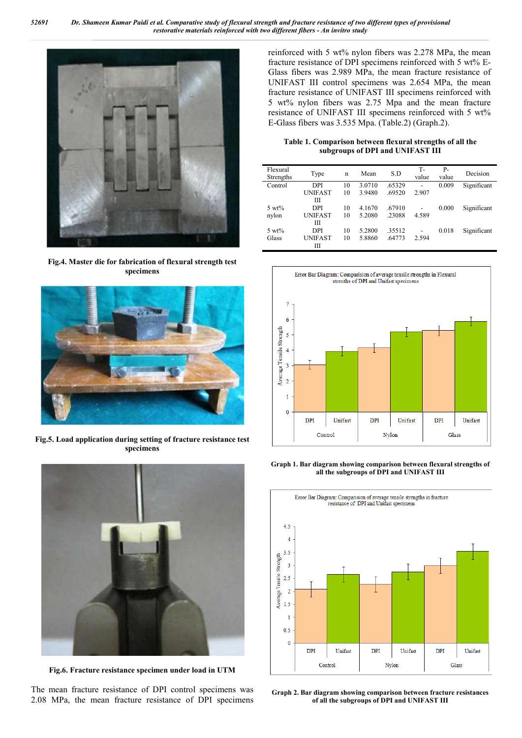Fig.4. Master die for fabrication of flexural strength test specimens

Fig.5. Load application during setting of fracture resistance test specimens

Fig.6. Fracture resistance specimen under load in UTM

The mean fracture resistance of DPI control specimens was 2.08 MPa, the mean fracture resistance of DPI specimens reinforced with 5 wt% nylon fibers was 2.278 MPa, the mean fracture resistance of DPI specimens reinforced with 5 wt% E-Glass fibers was 2.989 MPa, the mean fracture resistance of UNIFAST III control specimens was 2.654 MPa, the mean fracture resistance of UNIFAST III specimens reinforced with 5 wt% nylon fibers was 2.75 Mpa and the mean fracture resistance of UNIFAST III specimens reinforced with 5 wt% E-Glass fibers was 3.535 Mpa. (Table.2) (Graph.2).

**Table 1. Comparison between flexural strengths of all the subgroups of DPI and UNIFAST III**

| Flexural Strengths | Type | n | Mean | S.D | T-value | P-value | Decision |
|---|---|---|---|---|---|---|---|
| Control | DPI | 10 | 3.0710 | .65329 | - | 0.009 | Significant |
| | UNIFAST III | 10 | 3.9480 | .69520 | 2.907 | | |
| 5 wt% nylon | DPI | 10 | 4.1670 | .67910 | - | 0.000 | Significant |
| | UNIFAST III | 10 | 5.2080 | .23088 | 4.589 | | |
| 5 wt% Glass | DPI | 10 | 5.2800 | .35512 | - | 0.018 | Significant |
| | UNIFAST III | 10 | 5.8860 | .64773 | 2.594 | | |

Graph 1. Bar diagram showing comparison between flexural strengths of all the subgroups of DPI and UNIFAST III

Graph 2. Bar diagram showing comparison between fracture resistances of all the subgroups of DPI and UNIFAST III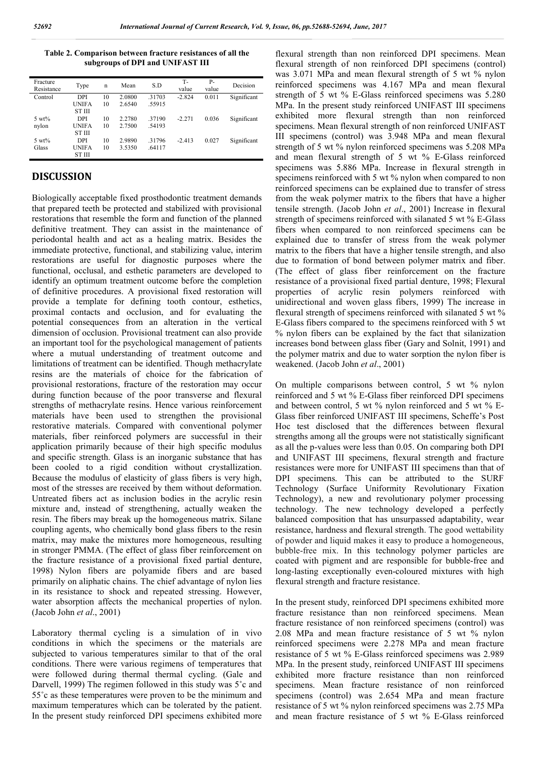**Table 2. Comparison between fracture resistances of all the subgroups of DPI and UNIFAST III**

| Fracture Resistance | Type | n | Mean | S.D | T-value | P-value | Decision |
|---|---|---|---|---|---|---|---|
| Control | DPI | 10 | 2.0800 | .31703 | -2.824 | 0.011 | Significant |
| | UNIFA ST III | 10 | 2.6540 | .55915 | | | |
| 5 wt% nylon | DPI | 10 | 2.2780 | .37190 | -2.271 | 0.036 | Significant |
| | UNIFA ST III | 10 | 2.7500 | .54193 | | | |
| 5 wt% Glass | DPI | 10 | 2.9890 | .31796 | -2.413 | 0.027 | Significant |
| | UNIFA ST III | 10 | 3.5350 | .64117 | | | |

## DISCUSSION

Biologically acceptable fixed prosthodontic treatment demands that prepared teeth be protected and stabilized with provisional restorations that resemble the form and function of the planned definitive treatment. They can assist in the maintenance of periodontal health and act as a healing matrix. Besides the immediate protective, functional, and stabilizing value, interim restorations are useful for diagnostic purposes where the functional, occlusal, and esthetic parameters are developed to identify an optimum treatment outcome before the completion of definitive procedures. A provisional fixed restoration will provide a template for defining tooth contour, esthetics, proximal contacts and occlusion, and for evaluating the potential consequences from an alteration in the vertical dimension of occlusion. Provisional treatment can also provide an important tool for the psychological management of patients where a mutual understanding of treatment outcome and limitations of treatment can be identified. Though methacrylate resins are the materials of choice for the fabrication of provisional restorations, fracture of the restoration may occur during function because of the poor transverse and flexural strengths of methacrylate resins. Hence various reinforcement materials have been used to strengthen the provisional restorative materials. Compared with conventional polymer materials, fiber reinforced polymers are successful in their application primarily because of their high specific modulus and specific strength. Glass is an inorganic substance that has been cooled to a rigid condition without crystallization. Because the modulus of elasticity of glass fibers is very high, most of the stresses are received by them without deformation. Untreated fibers act as inclusion bodies in the acrylic resin mixture and, instead of strengthening, actually weaken the resin. The fibers may break up the homogeneous matrix. Silane coupling agents, who chemically bond glass fibers to the resin matrix, may make the mixtures more homogeneous, resulting in stronger PMMA. (The effect of glass fiber reinforcement on the fracture resistance of a provisional fixed partial denture, 1998) Nylon fibers are polyamide fibers and are based primarily on aliphatic chains. The chief advantage of nylon lies in its resistance to shock and repeated stressing. However, water absorption affects the mechanical properties of nylon. (Jacob John *et al*., 2001)

Laboratory thermal cycling is a simulation of in vivo conditions in which the specimens or the materials are subjected to various temperatures similar to that of the oral conditions. There were various regimens of temperatures that were followed during thermal thermal cycling. (Gale and Darvell, 1999) The regimen followed in this study was 5˚c and 55˚c as these temperatures were proven to be the minimum and maximum temperatures which can be tolerated by the patient. In the present study reinforced DPI specimens exhibited more flexural strength than non reinforced DPI specimens. Mean flexural strength of non reinforced DPI specimens (control) was 3.071 MPa and mean flexural strength of 5 wt % nylon reinforced specimens was 4.167 MPa and mean flexural strength of 5 wt % E-Glass reinforced specimens was 5.280 MPa. In the present study reinforced UNIFAST III specimens exhibited more flexural strength than non reinforced specimens. Mean flexural strength of non reinforced UNIFAST III specimens (control) was 3.948 MPa and mean flexural strength of 5 wt % nylon reinforced specimens was 5.208 MPa and mean flexural strength of 5 wt % E-Glass reinforced specimens was 5.886 MPa. Increase in flexural strength in specimens reinforced with 5 wt % nylon when compared to non reinforced specimens can be explained due to transfer of stress from the weak polymer matrix to the fibers that have a higher tensile strength. (Jacob John *et al*., 2001) Increase in flexural strength of specimens reinforced with silanated 5 wt % E-Glass fibers when compared to non reinforced specimens can be explained due to transfer of stress from the weak polymer matrix to the fibers that have a higher tensile strength, and also due to formation of bond between polymer matrix and fiber. (The effect of glass fiber reinforcement on the fracture resistance of a provisional fixed partial denture, 1998; Flexural properties of acrylic resin polymers reinforced with unidirectional and woven glass fibers, 1999) The increase in flexural strength of specimens reinforced with silanated 5 wt % E-Glass fibers compared to the specimens reinforced with 5 wt % nylon fibers can be explained by the fact that silanization increases bond between glass fiber (Gary and Solnit, 1991) and the polymer matrix and due to water sorption the nylon fiber is weakened. (Jacob John *et al*., 2001)

On multiple comparisons between control, 5 wt % nylon reinforced and 5 wt % E-Glass fiber reinforced DPI specimens and between control, 5 wt % nylon reinforced and 5 wt % E-Glass fiber reinforced UNIFAST III specimens, Scheffe's Post Hoc test disclosed that the differences between flexural strengths among all the groups were not statistically significant as all the p-values were less than 0.05. On comparing both DPI and UNIFAST III specimens, flexural strength and fracture resistances were more for UNIFAST III specimens than that of DPI specimens. This can be attributed to the SURF Technology (Surface Uniformity Revolutionary Fixation Technology), a new and revolutionary polymer processing technology. The new technology developed a perfectly balanced composition that has unsurpassed adaptability, wear resistance, hardness and flexural strength. The good wettability of powder and liquid makes it easy to produce a homogeneous, bubble-free mix. In this technology polymer particles are coated with pigment and are responsible for bubble-free and long-lasting exceptionally even-coloured mixtures with high flexural strength and fracture resistance.

In the present study, reinforced DPI specimens exhibited more fracture resistance than non reinforced specimens. Mean fracture resistance of non reinforced specimens (control) was 2.08 MPa and mean fracture resistance of 5 wt % nylon reinforced specimens were 2.278 MPa and mean fracture resistance of 5 wt % E-Glass reinforced specimens was 2.989 MPa. In the present study, reinforced UNIFAST III specimens exhibited more fracture resistance than non reinforced specimens. Mean fracture resistance of non reinforced specimens (control) was 2.654 MPa and mean fracture resistance of 5 wt % nylon reinforced specimens was 2.75 MPa and mean fracture resistance of 5 wt % E-Glass reinforced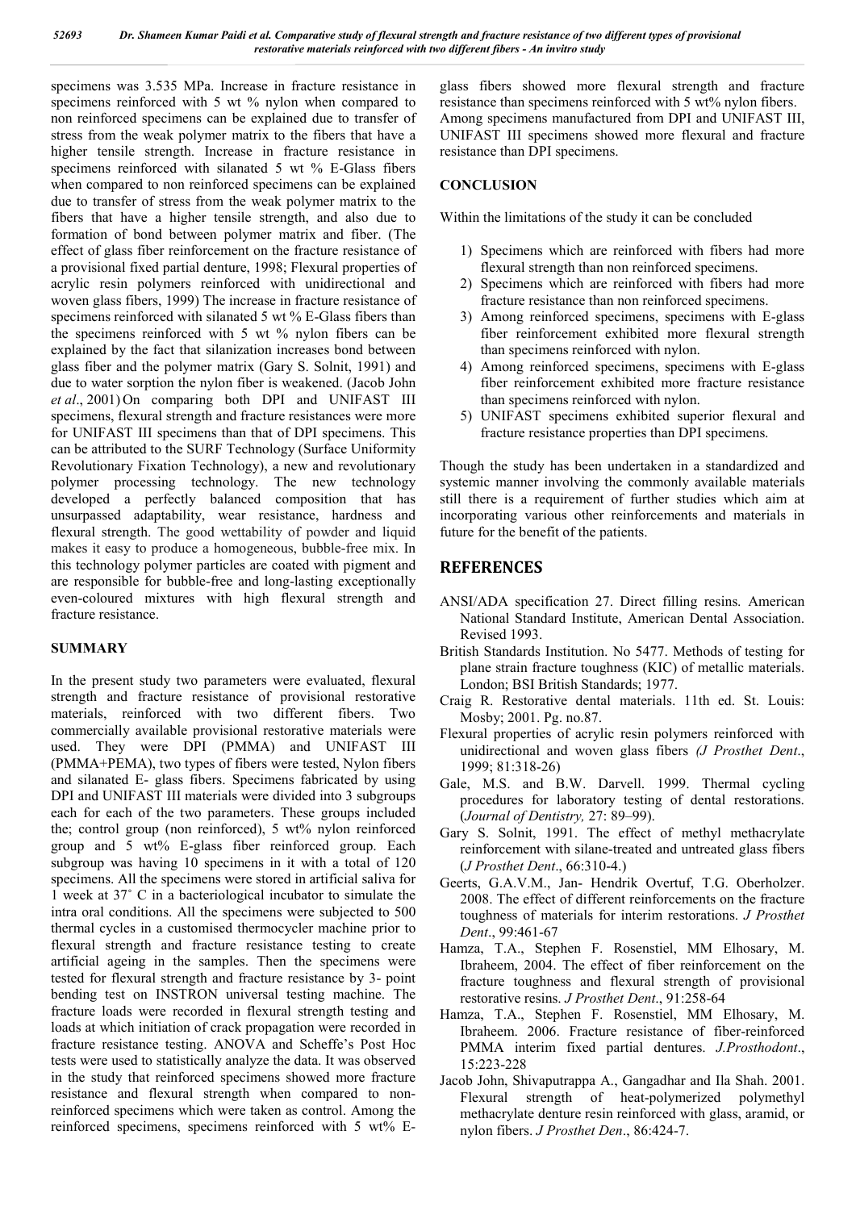specimens was 3.535 MPa. Increase in fracture resistance in specimens reinforced with 5 wt % nylon when compared to non reinforced specimens can be explained due to transfer of stress from the weak polymer matrix to the fibers that have a higher tensile strength. Increase in fracture resistance in specimens reinforced with silanated 5 wt % E-Glass fibers when compared to non reinforced specimens can be explained due to transfer of stress from the weak polymer matrix to the fibers that have a higher tensile strength, and also due to formation of bond between polymer matrix and fiber. (The effect of glass fiber reinforcement on the fracture resistance of a provisional fixed partial denture, 1998; Flexural properties of acrylic resin polymers reinforced with unidirectional and woven glass fibers, 1999) The increase in fracture resistance of specimens reinforced with silanated 5 wt % E-Glass fibers than the specimens reinforced with 5 wt % nylon fibers can be explained by the fact that silanization increases bond between glass fiber and the polymer matrix (Gary S. Solnit, 1991) and due to water sorption the nylon fiber is weakened. (Jacob John *et al*., 2001) On comparing both DPI and UNIFAST III specimens, flexural strength and fracture resistances were more for UNIFAST III specimens than that of DPI specimens. This can be attributed to the SURF Technology (Surface Uniformity Revolutionary Fixation Technology), a new and revolutionary polymer processing technology. The new technology developed a perfectly balanced composition that has unsurpassed adaptability, wear resistance, hardness and flexural strength. The good wettability of powder and liquid makes it easy to produce a homogeneous, bubble-free mix. In this technology polymer particles are coated with pigment and are responsible for bubble-free and long-lasting exceptionally even-coloured mixtures with high flexural strength and fracture resistance.

## SUMMARY

In the present study two parameters were evaluated, flexural strength and fracture resistance of provisional restorative materials, reinforced with two different fibers. Two commercially available provisional restorative materials were used. They were DPI (PMMA) and UNIFAST III (PMMA+PEMA), two types of fibers were tested, Nylon fibers and silanated E- glass fibers. Specimens fabricated by using DPI and UNIFAST III materials were divided into 3 subgroups each for each of the two parameters. These groups included the; control group (non reinforced), 5 wt% nylon reinforced group and 5 wt% E-glass fiber reinforced group. Each subgroup was having 10 specimens in it with a total of 120 specimens. All the specimens were stored in artificial saliva for 1 week at 37° C in a bacteriological incubator to simulate the intra oral conditions. All the specimens were subjected to 500 thermal cycles in a customised thermocycler machine prior to flexural strength and fracture resistance testing to create artificial ageing in the samples. Then the specimens were tested for flexural strength and fracture resistance by 3- point bending test on INSTRON universal testing machine. The fracture loads were recorded in flexural strength testing and loads at which initiation of crack propagation were recorded in fracture resistance testing. ANOVA and Scheffe's Post Hoc tests were used to statistically analyze the data. It was observed in the study that reinforced specimens showed more fracture resistance and flexural strength when compared to non-reinforced specimens which were taken as control. Among the reinforced specimens, specimens reinforced with 5 wt% E-glass fibers showed more flexural strength and fracture resistance than specimens reinforced with 5 wt% nylon fibers. Among specimens manufactured from DPI and UNIFAST III, UNIFAST III specimens showed more flexural and fracture resistance than DPI specimens.

## CONCLUSION

Within the limitations of the study it can be concluded

1) Specimens which are reinforced with fibers had more flexural strength than non reinforced specimens.
2) Specimens which are reinforced with fibers had more fracture resistance than non reinforced specimens.
3) Among reinforced specimens, specimens with E-glass fiber reinforcement exhibited more flexural strength than specimens reinforced with nylon.
4) Among reinforced specimens, specimens with E-glass fiber reinforcement exhibited more fracture resistance than specimens reinforced with nylon.
5) UNIFAST specimens exhibited superior flexural and fracture resistance properties than DPI specimens.

Though the study has been undertaken in a standardized and systemic manner involving the commonly available materials still there is a requirement of further studies which aim at incorporating various other reinforcements and materials in future for the benefit of the patients.

## REFERENCES

ANSI/ADA specification 27. Direct filling resins. American National Standard Institute, American Dental Association. Revised 1993.

British Standards Institution. No 5477. Methods of testing for plane strain fracture toughness (KIC) of metallic materials. London; BSI British Standards; 1977.

Craig R. Restorative dental materials. 11th ed. St. Louis: Mosby; 2001. Pg. no.87.

Flexural properties of acrylic resin polymers reinforced with unidirectional and woven glass fibers *(J Prosthet Dent*., 1999; 81:318-26)

Gale, M.S. and B.W. Darvell. 1999. Thermal cycling procedures for laboratory testing of dental restorations. (*Journal of Dentistry,* 27: 89–99).

Gary S. Solnit, 1991. The effect of methyl methacrylate reinforcement with silane-treated and untreated glass fibers (*J Prosthet Dent*., 66:310-4.)

Geerts, G.A.V.M., Jan- Hendrik Overtuf, T.G. Oberholzer. 2008. The effect of different reinforcements on the fracture toughness of materials for interim restorations. *J Prosthet Dent*., 99:461-67

Hamza, T.A., Stephen F. Rosenstiel, MM Elhosary, M. Ibraheem, 2004. The effect of fiber reinforcement on the fracture toughness and flexural strength of provisional restorative resins. *J Prosthet Dent*., 91:258-64

Hamza, T.A., Stephen F. Rosenstiel, MM Elhosary, M. Ibraheem. 2006. Fracture resistance of fiber-reinforced PMMA interim fixed partial dentures. *J.Prosthodont*., 15:223-228

Jacob John, Shivaputrappa A., Gangadhar and Ila Shah. 2001. Flexural strength of heat-polymerized polymethyl methacrylate denture resin reinforced with glass, aramid, or nylon fibers. *J Prosthet Den*., 86:424-7.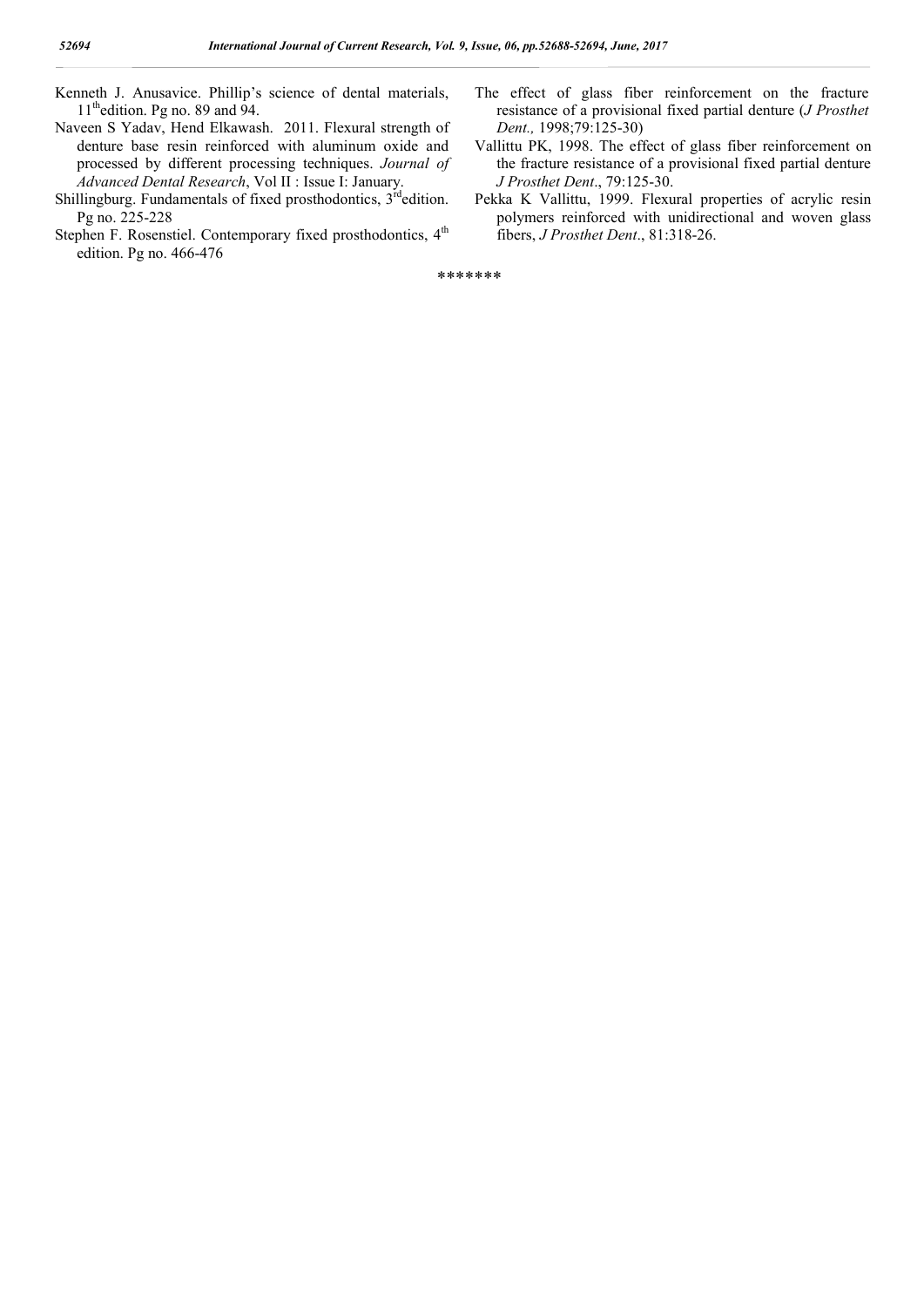Kenneth J. Anusavice. Phillip's science of dental materials, 11[th]edition. Pg no. 89 and 94.

Naveen S Yadav, Hend Elkawash. 2011. Flexural strength of denture base resin reinforced with aluminum oxide and processed by different processing techniques. *Journal of Advanced Dental Research*, Vol II : Issue I: January.

Shillingburg. Fundamentals of fixed prosthodontics, 3[rd]edition. Pg no. 225-228

Stephen F. Rosenstiel. Contemporary fixed prosthodontics, 4[th] edition. Pg no. 466-476

The effect of glass fiber reinforcement on the fracture resistance of a provisional fixed partial denture (*J Prosthet Dent.,* 1998;79:125-30)

Vallittu PK, 1998. The effect of glass fiber reinforcement on the fracture resistance of a provisional fixed partial denture *J Prosthet Dent*., 79:125-30.

Pekka K Vallittu, 1999. Flexural properties of acrylic resin polymers reinforced with unidirectional and woven glass fibers, *J Prosthet Dent*., 81:318-26.

*******